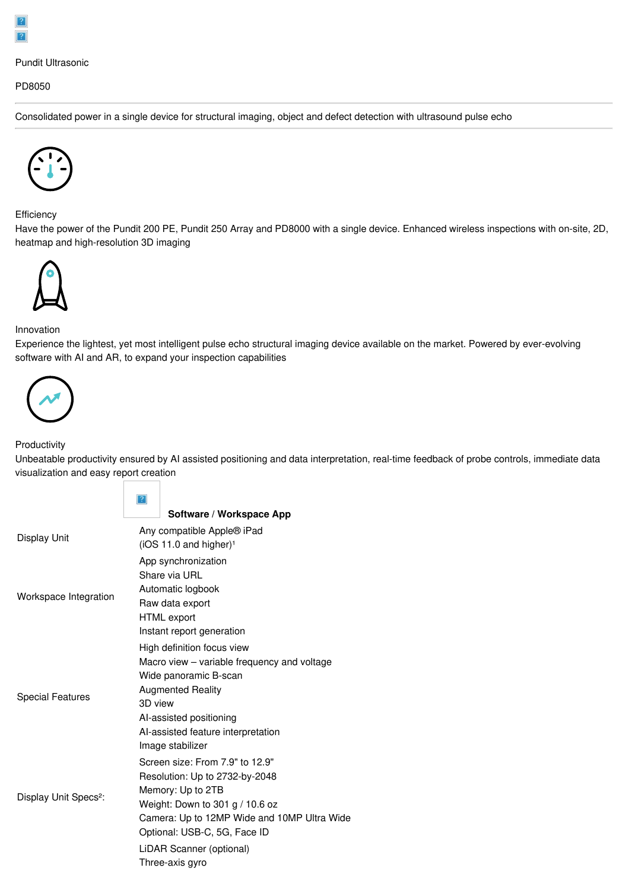Pundit Ultrasonic

PD8050

---

Consolidated power in a single device for structural imaging, object and defect detection with ultrasound pulse echo

---

**Efficiency**

Have the power of the Pundit 200 PE, Pundit 250 Array and PD8000 with a single device. Enhanced wireless inspections with on-site, 2D, heatmap and high-resolution 3D imaging

**Innovation**

Experience the lightest, yet most intelligent pulse echo structural imaging device available on the market. Powered by ever-evolving software with AI and AR, to expand your inspection capabilities

**Productivity**

Unbeatable productivity ensured by AI assisted positioning and data interpretation, real-time feedback of probe controls, immediate data visualization and easy report creation

| | **Software / Workspace App** |
|---|---|
| Display Unit | Any compatible Apple® iPad<br>(iOS 11.0 and higher)[1] |
| Workspace Integration | App synchronization<br>Share via URL<br>Automatic logbook<br>Raw data export<br>HTML export<br>Instant report generation |
| Special Features | High definition focus view<br>Macro view – variable frequency and voltage<br>Wide panoramic B-scan<br>Augmented Reality<br>3D view<br>AI-assisted positioning<br>AI-assisted feature interpretation<br>Image stabilizer |
| Display Unit Specs[2]: | Screen size: From 7.9" to 12.9"<br>Resolution: Up to 2732-by-2048<br>Memory: Up to 2TB<br>Weight: Down to 301 g / 10.6 oz<br>Camera: Up to 12MP Wide and 10MP Ultra Wide<br>Optional: USB-C, 5G, Face ID |
| | LiDAR Scanner (optional)<br>Three-axis gyro |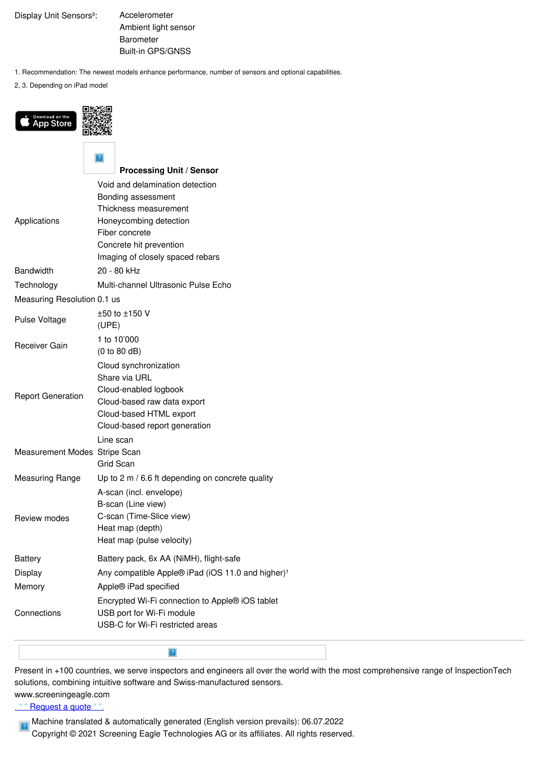| | |
|---|---|
| Display Unit Sensors[3]: | Accelerometer<br>Ambient light sensor<br>Barometer<br>Built-in GPS/GNSS |

1. Recommendation: The newest models enhance performance, number of sensors and optional capabilities.

2, 3. Depending on iPad model

Download on the App Store

**Processing Unit / Sensor**

| | |
|---|---|
| Applications | Void and delamination detection<br>Bonding assessment<br>Thickness measurement<br>Honeycombing detection<br>Fiber concrete<br>Concrete hit prevention<br>Imaging of closely spaced rebars |
| Bandwidth | 20 - 80 kHz |
| Technology | Multi-channel Ultrasonic Pulse Echo |
| Measuring Resolution | 0.1 us |
| Pulse Voltage | ±50 to ±150 V<br>(UPE) |
| Receiver Gain | 1 to 10'000<br>(0 to 80 dB) |
| Report Generation | Cloud synchronization<br>Share via URL<br>Cloud-enabled logbook<br>Cloud-based raw data export<br>Cloud-based HTML export<br>Cloud-based report generation |
| Measurement Modes | Line scan<br>Stripe Scan<br>Grid Scan |
| Measuring Range | Up to 2 m / 6.6 ft depending on concrete quality |
| Review modes | A-scan (incl. envelope)<br>B-scan (Line view)<br>C-scan (Time-Slice view)<br>Heat map (depth)<br>Heat map (pulse velocity) |
| Battery | Battery pack, 6x AA (NiMH), flight-safe |
| Display | Any compatible Apple® iPad (iOS 11.0 and higher)[1] |
| Memory | Apple® iPad specified |
| Connections | Encrypted Wi-Fi connection to Apple® iOS tablet<br>USB port for Wi-Fi module<br>USB-C for Wi-Fi restricted areas |

Present in +100 countries, we serve inspectors and engineers all over the world with the most comprehensive range of InspectionTech solutions, combining intuitive software and Swiss-manufactured sensors.

www.screeningeagle.com

" " Request a quote " "

Machine translated & automatically generated (English version prevails): 06.07.2022

Copyright © 2021 Screening Eagle Technologies AG or its affiliates. All rights reserved.